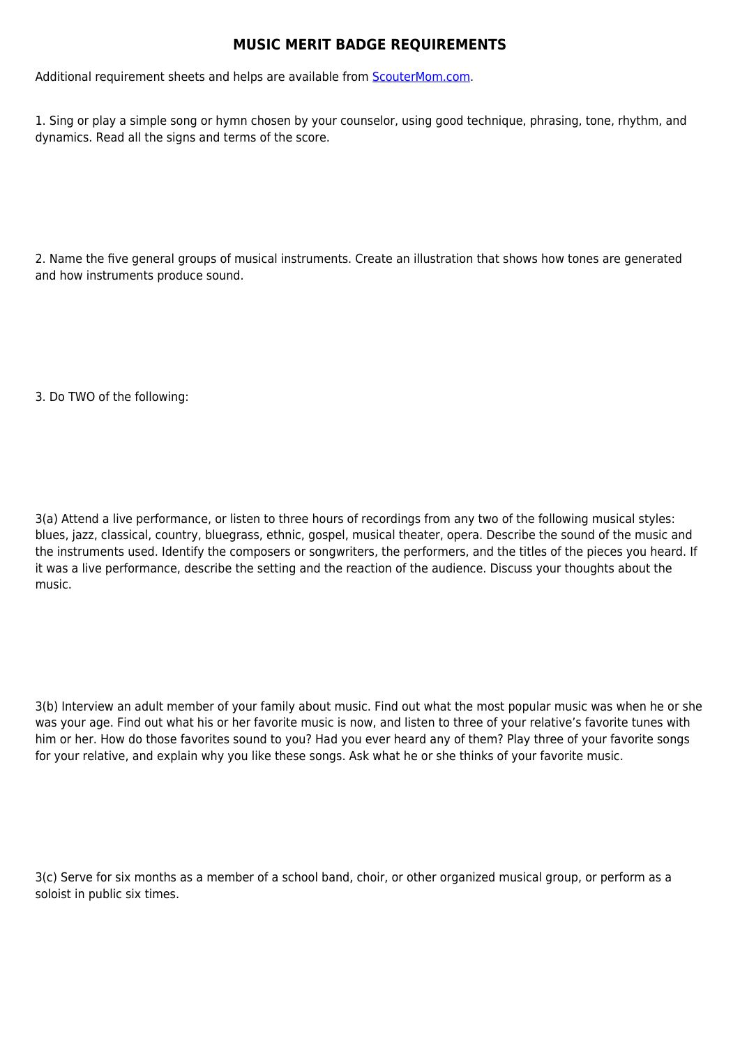# MUSIC MERIT BADGE REQUIREMENTS

Additional requirement sheets and helps are available from [ScouterMom.com](ScouterMom.com).

1. Sing or play a simple song or hymn chosen by your counselor, using good technique, phrasing, tone, rhythm, and dynamics. Read all the signs and terms of the score.

2. Name the five general groups of musical instruments. Create an illustration that shows how tones are generated and how instruments produce sound.

3. Do TWO of the following:

3(a) Attend a live performance, or listen to three hours of recordings from any two of the following musical styles: blues, jazz, classical, country, bluegrass, ethnic, gospel, musical theater, opera. Describe the sound of the music and the instruments used. Identify the composers or songwriters, the performers, and the titles of the pieces you heard. If it was a live performance, describe the setting and the reaction of the audience. Discuss your thoughts about the music.

3(b) Interview an adult member of your family about music. Find out what the most popular music was when he or she was your age. Find out what his or her favorite music is now, and listen to three of your relative's favorite tunes with him or her. How do those favorites sound to you? Had you ever heard any of them? Play three of your favorite songs for your relative, and explain why you like these songs. Ask what he or she thinks of your favorite music.

3(c) Serve for six months as a member of a school band, choir, or other organized musical group, or perform as a soloist in public six times.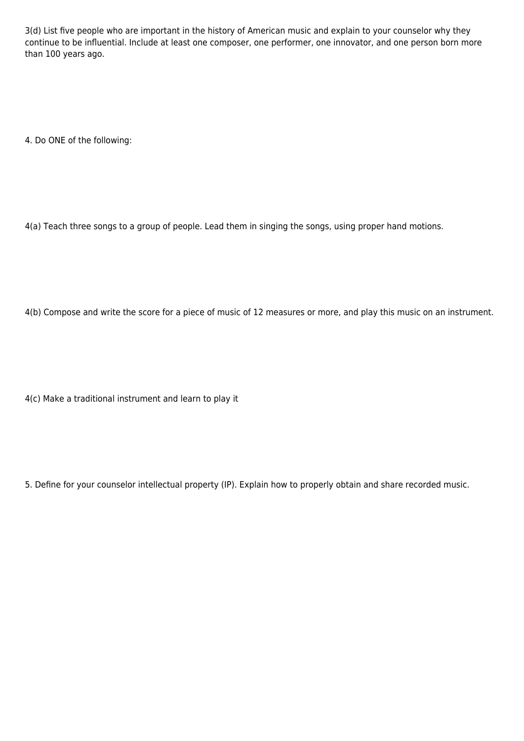3(d) List five people who are important in the history of American music and explain to your counselor why they continue to be influential. Include at least one composer, one performer, one innovator, and one person born more than 100 years ago.

4. Do ONE of the following:

4(a) Teach three songs to a group of people. Lead them in singing the songs, using proper hand motions.

4(b) Compose and write the score for a piece of music of 12 measures or more, and play this music on an instrument.

4(c) Make a traditional instrument and learn to play it

5. Define for your counselor intellectual property (IP). Explain how to properly obtain and share recorded music.